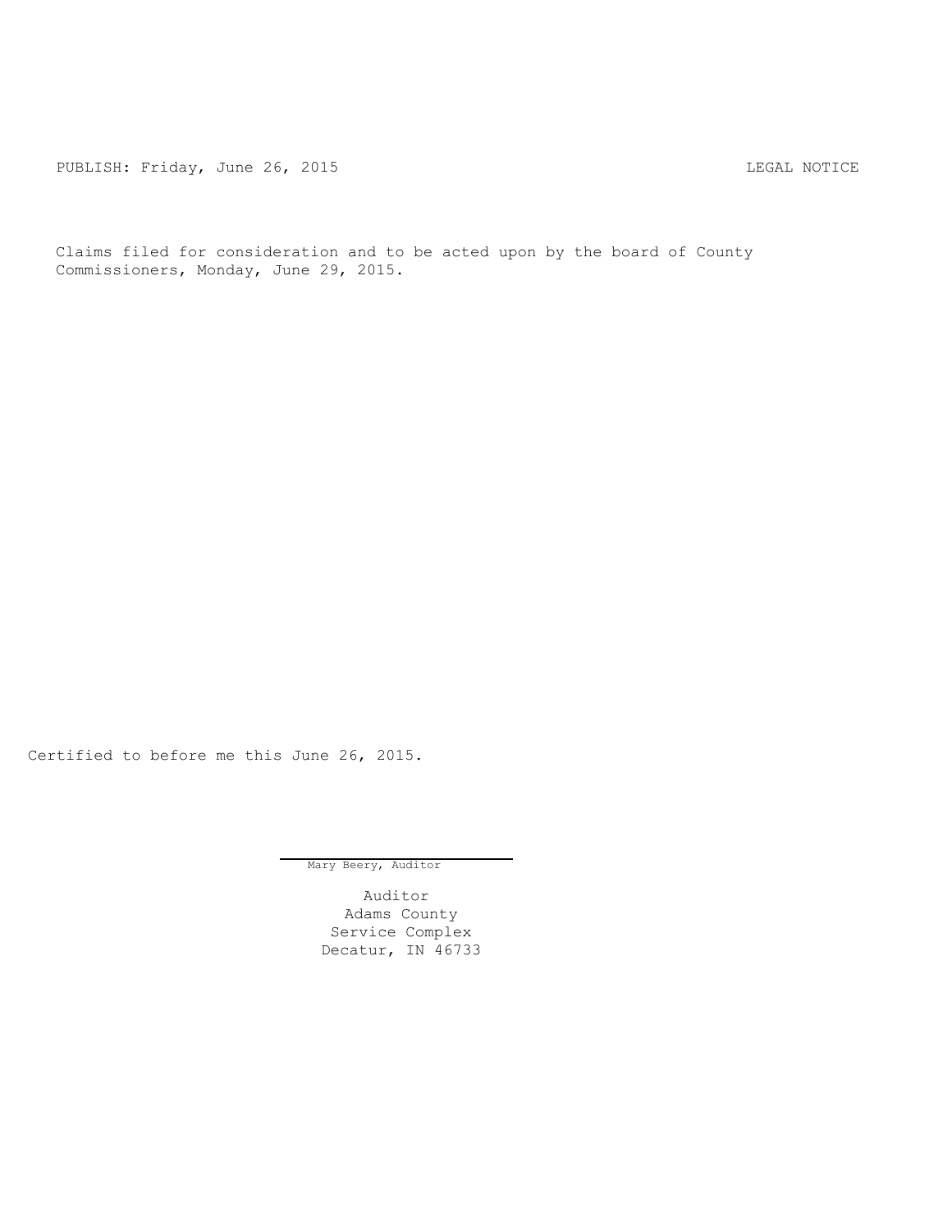PUBLISH: Friday, June 26, 2015 LEGAL NOTICE

Claims filed for consideration and to be acted upon by the board of County Commissioners, Monday, June 29, 2015.

Certified to before me this June 26, 2015.

Mary Beery, Auditor

Auditor
Adams County
Service Complex
Decatur, IN 46733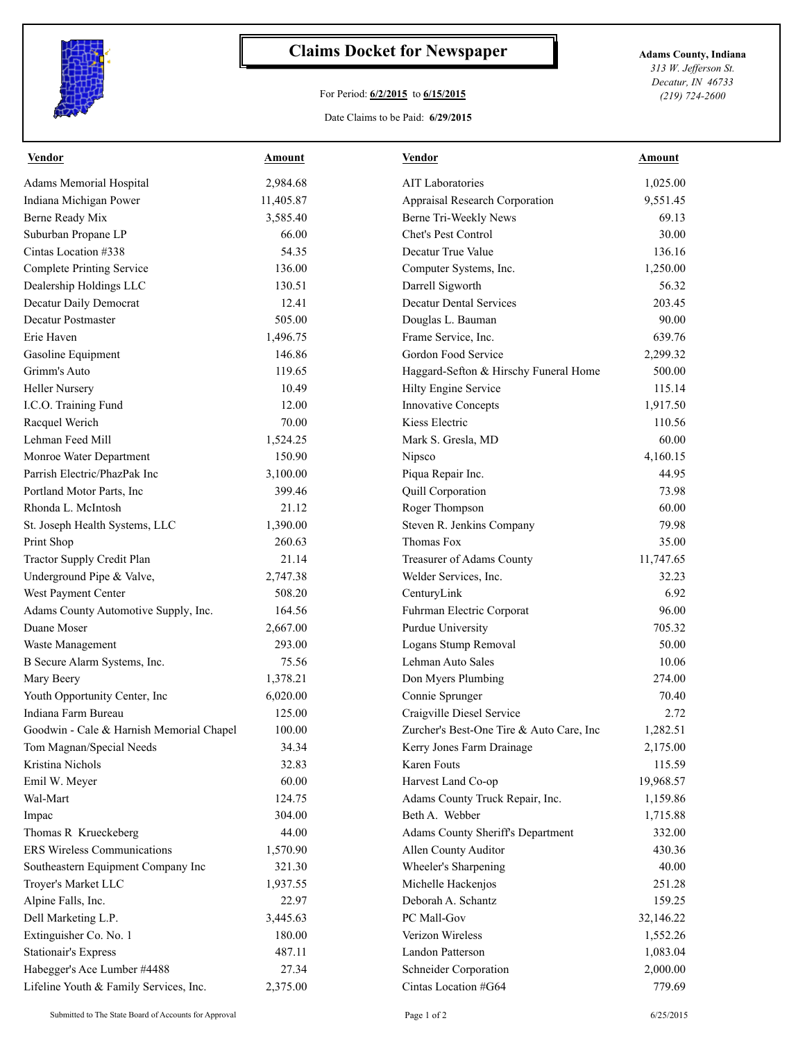# Claims Docket for Newspaper

For Period: **6/2/2015** to **6/15/2015**

Date Claims to be Paid: **6/29/2015**

**Adams County, Indiana**
*313 W. Jefferson St.*
*Decatur, IN 46733*
*(219) 724-2600*

| Vendor | Amount | Vendor | Amount |
|---|---|---|---|
| Adams Memorial Hospital | 2,984.68 | AIT Laboratories | 1,025.00 |
| Indiana Michigan Power | 11,405.87 | Appraisal Research Corporation | 9,551.45 |
| Berne Ready Mix | 3,585.40 | Berne Tri-Weekly News | 69.13 |
| Suburban Propane LP | 66.00 | Chet's Pest Control | 30.00 |
| Cintas Location #338 | 54.35 | Decatur True Value | 136.16 |
| Complete Printing Service | 136.00 | Computer Systems, Inc. | 1,250.00 |
| Dealership Holdings LLC | 130.51 | Darrell Sigworth | 56.32 |
| Decatur Daily Democrat | 12.41 | Decatur Dental Services | 203.45 |
| Decatur Postmaster | 505.00 | Douglas L. Bauman | 90.00 |
| Erie Haven | 1,496.75 | Frame Service, Inc. | 639.76 |
| Gasoline Equipment | 146.86 | Gordon Food Service | 2,299.32 |
| Grimm's Auto | 119.65 | Haggard-Sefton & Hirschy Funeral Home | 500.00 |
| Heller Nursery | 10.49 | Hilty Engine Service | 115.14 |
| I.C.O. Training Fund | 12.00 | Innovative Concepts | 1,917.50 |
| Racquel Werich | 70.00 | Kiess Electric | 110.56 |
| Lehman Feed Mill | 1,524.25 | Mark S. Gresla, MD | 60.00 |
| Monroe Water Department | 150.90 | Nipsco | 4,160.15 |
| Parrish Electric/PhazPak Inc | 3,100.00 | Piqua Repair Inc. | 44.95 |
| Portland Motor Parts, Inc | 399.46 | Quill Corporation | 73.98 |
| Rhonda L. McIntosh | 21.12 | Roger Thompson | 60.00 |
| St. Joseph Health Systems, LLC | 1,390.00 | Steven R. Jenkins Company | 79.98 |
| Print Shop | 260.63 | Thomas Fox | 35.00 |
| Tractor Supply Credit Plan | 21.14 | Treasurer of Adams County | 11,747.65 |
| Underground Pipe & Valve, | 2,747.38 | Welder Services, Inc. | 32.23 |
| West Payment Center | 508.20 | CenturyLink | 6.92 |
| Adams County Automotive Supply, Inc. | 164.56 | Fuhrman Electric Corporat | 96.00 |
| Duane Moser | 2,667.00 | Purdue University | 705.32 |
| Waste Management | 293.00 | Logans Stump Removal | 50.00 |
| B Secure Alarm Systems, Inc. | 75.56 | Lehman Auto Sales | 10.06 |
| Mary Beery | 1,378.21 | Don Myers Plumbing | 274.00 |
| Youth Opportunity Center, Inc | 6,020.00 | Connie Sprunger | 70.40 |
| Indiana Farm Bureau | 125.00 | Craigville Diesel Service | 2.72 |
| Goodwin - Cale & Harnish Memorial Chapel | 100.00 | Zurcher's Best-One Tire & Auto Care, Inc | 1,282.51 |
| Tom Magnan/Special Needs | 34.34 | Kerry Jones Farm Drainage | 2,175.00 |
| Kristina Nichols | 32.83 | Karen Fouts | 115.59 |
| Emil W. Meyer | 60.00 | Harvest Land Co-op | 19,968.57 |
| Wal-Mart | 124.75 | Adams County Truck Repair, Inc. | 1,159.86 |
| Impac | 304.00 | Beth A. Webber | 1,715.88 |
| Thomas R Krueckeberg | 44.00 | Adams County Sheriff's Department | 332.00 |
| ERS Wireless Communications | 1,570.90 | Allen County Auditor | 430.36 |
| Southeastern Equipment Company Inc | 321.30 | Wheeler's Sharpening | 40.00 |
| Troyer's Market LLC | 1,937.55 | Michelle Hackenjos | 251.28 |
| Alpine Falls, Inc. | 22.97 | Deborah A. Schantz | 159.25 |
| Dell Marketing L.P. | 3,445.63 | PC Mall-Gov | 32,146.22 |
| Extinguisher Co. No. 1 | 180.00 | Verizon Wireless | 1,552.26 |
| Stationair's Express | 487.11 | Landon Patterson | 1,083.04 |
| Habegger's Ace Lumber #4488 | 27.34 | Schneider Corporation | 2,000.00 |
| Lifeline Youth & Family Services, Inc. | 2,375.00 | Cintas Location #G64 | 779.69 |

Submitted to The State Board of Accounts for Approval

6/25/2015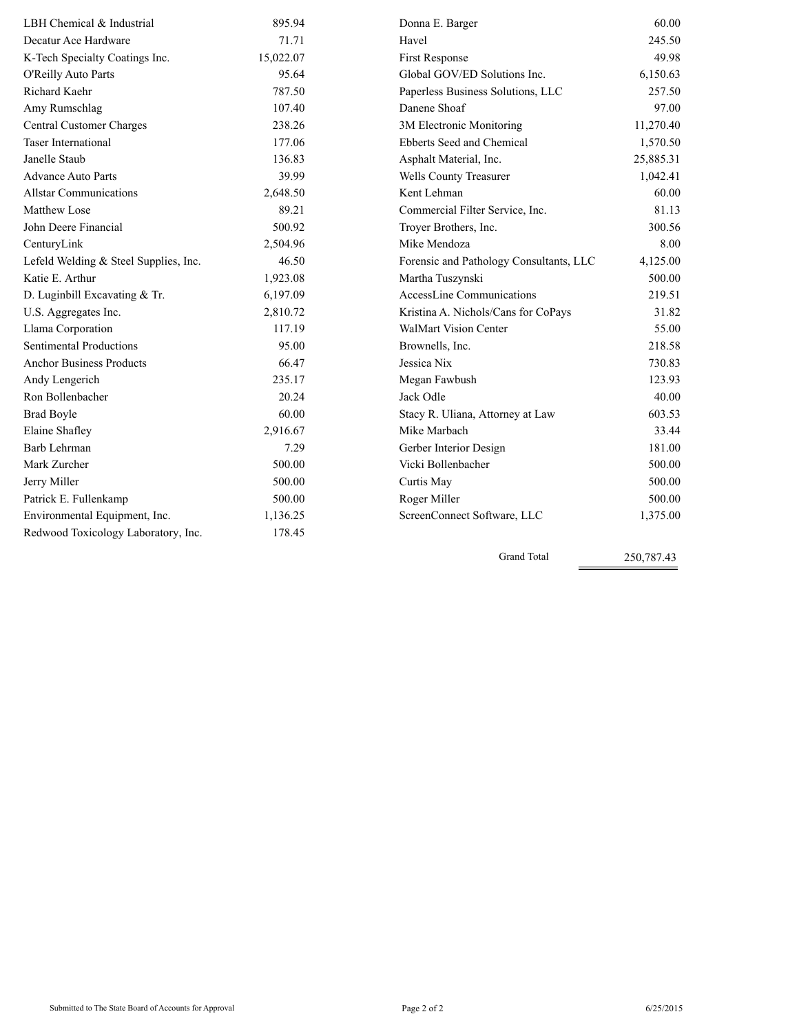| | | | |
|---|---|---|---|
| LBH Chemical & Industrial | 895.94 | Donna E. Barger | 60.00 |
| Decatur Ace Hardware | 71.71 | Havel | 245.50 |
| K-Tech Specialty Coatings Inc. | 15,022.07 | First Response | 49.98 |
| O'Reilly Auto Parts | 95.64 | Global GOV/ED Solutions Inc. | 6,150.63 |
| Richard Kaehr | 787.50 | Paperless Business Solutions, LLC | 257.50 |
| Amy Rumschlag | 107.40 | Danene Shoaf | 97.00 |
| Central Customer Charges | 238.26 | 3M Electronic Monitoring | 11,270.40 |
| Taser International | 177.06 | Ebberts Seed and Chemical | 1,570.50 |
| Janelle Staub | 136.83 | Asphalt Material, Inc. | 25,885.31 |
| Advance Auto Parts | 39.99 | Wells County Treasurer | 1,042.41 |
| Allstar Communications | 2,648.50 | Kent Lehman | 60.00 |
| Matthew Lose | 89.21 | Commercial Filter Service, Inc. | 81.13 |
| John Deere Financial | 500.92 | Troyer Brothers, Inc. | 300.56 |
| CenturyLink | 2,504.96 | Mike Mendoza | 8.00 |
| Lefeld Welding & Steel Supplies, Inc. | 46.50 | Forensic and Pathology Consultants, LLC | 4,125.00 |
| Katie E. Arthur | 1,923.08 | Martha Tuszynski | 500.00 |
| D. Luginbill Excavating & Tr. | 6,197.09 | AccessLine Communications | 219.51 |
| U.S. Aggregates Inc. | 2,810.72 | Kristina A. Nichols/Cans for CoPays | 31.82 |
| Llama Corporation | 117.19 | WalMart Vision Center | 55.00 |
| Sentimental Productions | 95.00 | Brownells, Inc. | 218.58 |
| Anchor Business Products | 66.47 | Jessica Nix | 730.83 |
| Andy Lengerich | 235.17 | Megan Fawbush | 123.93 |
| Ron Bollenbacher | 20.24 | Jack Odle | 40.00 |
| Brad Boyle | 60.00 | Stacy R. Uliana, Attorney at Law | 603.53 |
| Elaine Shafley | 2,916.67 | Mike Marbach | 33.44 |
| Barb Lehrman | 7.29 | Gerber Interior Design | 181.00 |
| Mark Zurcher | 500.00 | Vicki Bollenbacher | 500.00 |
| Jerry Miller | 500.00 | Curtis May | 500.00 |
| Patrick E. Fullenkamp | 500.00 | Roger Miller | 500.00 |
| Environmental Equipment, Inc. | 1,136.25 | ScreenConnect Software, LLC | 1,375.00 |
| Redwood Toxicology Laboratory, Inc. | 178.45 | | |
| | | Grand Total | 250,787.43 |

Submitted to The State Board of Accounts for Approval

6/25/2015